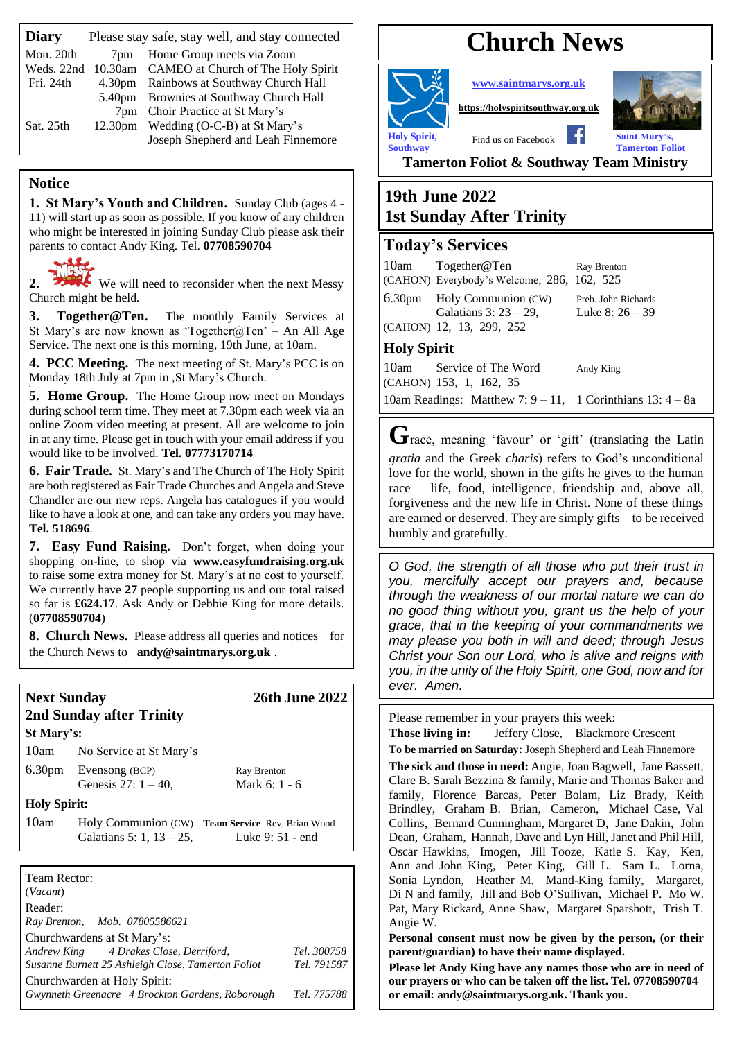# Church News

www.saintmarys.org.uk

https://holyspiritsouthway.org.uk

Holy Spirit, Southway — Find us on Facebook — Saint Mary's, Tamerton Foliot

**Tamerton Foliot & Southway Team Ministry**

## 19th June 2022
## 1st Sunday After Trinity

## Today's Services

| | | |
|---|---|---|
| 10am | Together@Ten | Ray Brenton |
| (CAHON) | Everybody's Welcome, 286, 162, 525 | |
| 6.30pm | Holy Communion (CW) | Preb. John Richards |
| | Galatians 3: 23 – 29, | Luke 8: 26 – 39 |
| (CAHON) | 12, 13, 299, 252 | |

### Holy Spirit

| | | |
|---|---|---|
| 10am | Service of The Word | Andy King |
| (CAHON) | 153, 1, 162, 35 | |

10am Readings: Matthew 7: 9 – 11, 1 Corinthians 13: 4 – 8a

**G**race, meaning 'favour' or 'gift' (translating the Latin *gratia* and the Greek *charis*) refers to God's unconditional love for the world, shown in the gifts he gives to the human race – life, food, intelligence, friendship and, above all, forgiveness and the new life in Christ. None of these things are earned or deserved. They are simply gifts – to be received humbly and gratefully.

*O God, the strength of all those who put their trust in you, mercifully accept our prayers and, because through the weakness of our mortal nature we can do no good thing without you, grant us the help of your grace, that in the keeping of your commandments we may please you both in will and deed; through Jesus Christ your Son our Lord, who is alive and reigns with you, in the unity of the Holy Spirit, one God, now and for ever. Amen.*

Please remember in your prayers this week:

**Those living in:** Jeffery Close, Blackmore Crescent

**To be married on Saturday:** Joseph Shepherd and Leah Finnemore

**The sick and those in need:** Angie, Joan Bagwell, Jane Bassett, Clare B. Sarah Bezzina & family, Marie and Thomas Baker and family, Florence Barcas, Peter Bolam, Liz Brady, Keith Brindley, Graham B. Brian, Cameron, Michael Case, Val Collins, Bernard Cunningham, Margaret D, Jane Dakin, John Dean, Graham, Hannah, Dave and Lyn Hill, Janet and Phil Hill, Oscar Hawkins, Imogen, Jill Tooze, Katie S. Kay, Ken, Ann and John King, Peter King, Gill L. Sam L. Lorna, Sonia Lyndon, Heather M. Mand-King family, Margaret, Di N and family, Jill and Bob O'Sullivan, Michael P. Mo W. Pat, Mary Rickard, Anne Shaw, Margaret Sparshott, Trish T. Angie W.

**Personal consent must now be given by the person, (or their parent/guardian) to have their name displayed.**

**Please let Andy King have any names those who are in need of our prayers or who can be taken off the list. Tel. 07708590704 or email: andy@saintmarys.org.uk. Thank you.**

## Diary

Please stay safe, stay well, and stay connected

| | | |
|---|---|---|
| Mon. 20th | 7pm | Home Group meets via Zoom |
| Weds. 22nd | 10.30am | CAMEO at Church of The Holy Spirit |
| Fri. 24th | 4.30pm | Rainbows at Southway Church Hall |
| | 5.40pm | Brownies at Southway Church Hall |
| | 7pm | Choir Practice at St Mary's |
| Sat. 25th | 12.30pm | Wedding (O-C-B) at St Mary's Joseph Shepherd and Leah Finnemore |

## Notice

**1. St Mary's Youth and Children.** Sunday Club (ages 4 - 11) will start up as soon as possible. If you know of any children who might be interested in joining Sunday Club please ask their parents to contact Andy King. Tel. **07708590704**

**2.** Messy Church — We will need to reconsider when the next Messy Church might be held.

**3. Together@Ten.** The monthly Family Services at St Mary's are now known as 'Together@Ten' – An All Age Service. The next one is this morning, 19th June, at 10am.

**4. PCC Meeting.** The next meeting of St. Mary's PCC is on Monday 18th July at 7pm in ,St Mary's Church.

**5. Home Group.** The Home Group now meet on Mondays during school term time. They meet at 7.30pm each week via an online Zoom video meeting at present. All are welcome to join in at any time. Please get in touch with your email address if you would like to be involved. **Tel. 07773170714**

**6. Fair Trade.** St. Mary's and The Church of The Holy Spirit are both registered as Fair Trade Churches and Angela and Steve Chandler are our new reps. Angela has catalogues if you would like to have a look at one, and can take any orders you may have. **Tel. 518696**.

**7. Easy Fund Raising.** Don't forget, when doing your shopping on-line, to shop via **www.easyfundraising.org.uk** to raise some extra money for St. Mary's at no cost to yourself. We currently have **27** people supporting us and our total raised so far is **£624.17**. Ask Andy or Debbie King for more details. (**07708590704**)

**8. Church News.** Please address all queries and notices for the Church News to **andy@saintmarys.org.uk** .

## Next Sunday — 26th June 2022
## 2nd Sunday after Trinity

**St Mary's:**

| | | |
|---|---|---|
| 10am | No Service at St Mary's | |
| 6.30pm | Evensong (BCP) | Ray Brenton |
| | Genesis 27: 1 – 40, | Mark 6: 1 - 6 |

**Holy Spirit:**

| | | |
|---|---|---|
| 10am | Holy Communion (CW) | **Team Service** Rev. Brian Wood |
| | Galatians 5: 1, 13 – 25, | Luke 9: 51 - end |

Team Rector:
(*Vacant*)

Reader:
*Ray Brenton, Mob. 07805586621*

Churchwardens at St Mary's:
*Andrew King 4 Drakes Close, Derriford,* *Tel. 300758*
*Susanne Burnett 25 Ashleigh Close, Tamerton Foliot* *Tel. 791587*

Churchwarden at Holy Spirit:
*Gwynneth Greenacre 4 Brockton Gardens, Roborough* *Tel. 775788*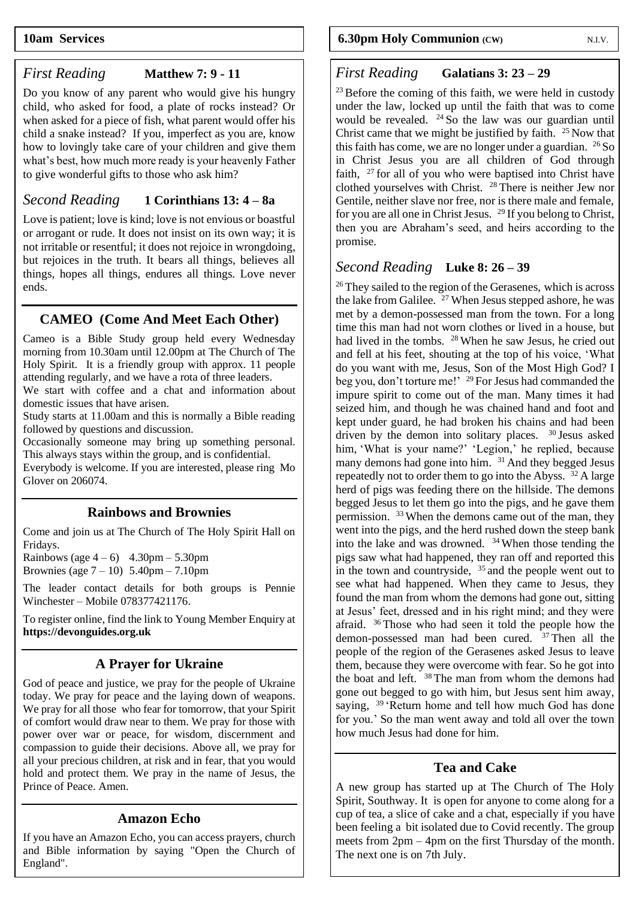## 10am Services

### *First Reading* **Matthew 7: 9 - 11**

Do you know of any parent who would give his hungry child, who asked for food, a plate of rocks instead? Or when asked for a piece of fish, what parent would offer his child a snake instead? If you, imperfect as you are, know how to lovingly take care of your children and give them what's best, how much more ready is your heavenly Father to give wonderful gifts to those who ask him?

### *Second Reading* **1 Corinthians 13: 4 – 8a**

Love is patient; love is kind; love is not envious or boastful or arrogant or rude. It does not insist on its own way; it is not irritable or resentful; it does not rejoice in wrongdoing, but rejoices in the truth. It bears all things, believes all things, hopes all things, endures all things. Love never ends.

## CAMEO (Come And Meet Each Other)

Cameo is a Bible Study group held every Wednesday morning from 10.30am until 12.00pm at The Church of The Holy Spirit. It is a friendly group with approx. 11 people attending regularly, and we have a rota of three leaders.

We start with coffee and a chat and information about domestic issues that have arisen.

Study starts at 11.00am and this is normally a Bible reading followed by questions and discussion.

Occasionally someone may bring up something personal. This always stays within the group, and is confidential.

Everybody is welcome. If you are interested, please ring Mo Glover on 206074.

## Rainbows and Brownies

Come and join us at The Church of The Holy Spirit Hall on Fridays.

Rainbows (age 4 – 6) 4.30pm – 5.30pm
Brownies (age 7 – 10) 5.40pm – 7.10pm

The leader contact details for both groups is Pennie Winchester – Mobile 078377421176.

To register online, find the link to Young Member Enquiry at **https://devonguides.org.uk**

## A Prayer for Ukraine

God of peace and justice, we pray for the people of Ukraine today. We pray for peace and the laying down of weapons. We pray for all those who fear for tomorrow, that your Spirit of comfort would draw near to them. We pray for those with power over war or peace, for wisdom, discernment and compassion to guide their decisions. Above all, we pray for all your precious children, at risk and in fear, that you would hold and protect them. We pray in the name of Jesus, the Prince of Peace. Amen.

## Amazon Echo

If you have an Amazon Echo, you can access prayers, church and Bible information by saying "Open the Church of England".

## 6.30pm Holy Communion (CW) N.I.V.

### *First Reading* **Galatians 3: 23 – 29**

[23] Before the coming of this faith, we were held in custody under the law, locked up until the faith that was to come would be revealed. [24] So the law was our guardian until Christ came that we might be justified by faith. [25] Now that this faith has come, we are no longer under a guardian. [26] So in Christ Jesus you are all children of God through faith, [27] for all of you who were baptised into Christ have clothed yourselves with Christ. [28] There is neither Jew nor Gentile, neither slave nor free, nor is there male and female, for you are all one in Christ Jesus. [29] If you belong to Christ, then you are Abraham's seed, and heirs according to the promise.

### *Second Reading* **Luke 8: 26 – 39**

[26] They sailed to the region of the Gerasenes, which is across the lake from Galilee. [27] When Jesus stepped ashore, he was met by a demon-possessed man from the town. For a long time this man had not worn clothes or lived in a house, but had lived in the tombs. [28] When he saw Jesus, he cried out and fell at his feet, shouting at the top of his voice, 'What do you want with me, Jesus, Son of the Most High God? I beg you, don't torture me!' [29] For Jesus had commanded the impure spirit to come out of the man. Many times it had seized him, and though he was chained hand and foot and kept under guard, he had broken his chains and had been driven by the demon into solitary places. [30] Jesus asked him, 'What is your name?' 'Legion,' he replied, because many demons had gone into him. [31] And they begged Jesus repeatedly not to order them to go into the Abyss. [32] A large herd of pigs was feeding there on the hillside. The demons begged Jesus to let them go into the pigs, and he gave them permission. [33] When the demons came out of the man, they went into the pigs, and the herd rushed down the steep bank into the lake and was drowned. [34] When those tending the pigs saw what had happened, they ran off and reported this in the town and countryside, [35] and the people went out to see what had happened. When they came to Jesus, they found the man from whom the demons had gone out, sitting at Jesus' feet, dressed and in his right mind; and they were afraid. [36] Those who had seen it told the people how the demon-possessed man had been cured. [37] Then all the people of the region of the Gerasenes asked Jesus to leave them, because they were overcome with fear. So he got into the boat and left. [38] The man from whom the demons had gone out begged to go with him, but Jesus sent him away, saying, [39] 'Return home and tell how much God has done for you.' So the man went away and told all over the town how much Jesus had done for him.

## Tea and Cake

A new group has started up at The Church of The Holy Spirit, Southway. It is open for anyone to come along for a cup of tea, a slice of cake and a chat, especially if you have been feeling a bit isolated due to Covid recently. The group meets from 2pm – 4pm on the first Thursday of the month. The next one is on 7th July.